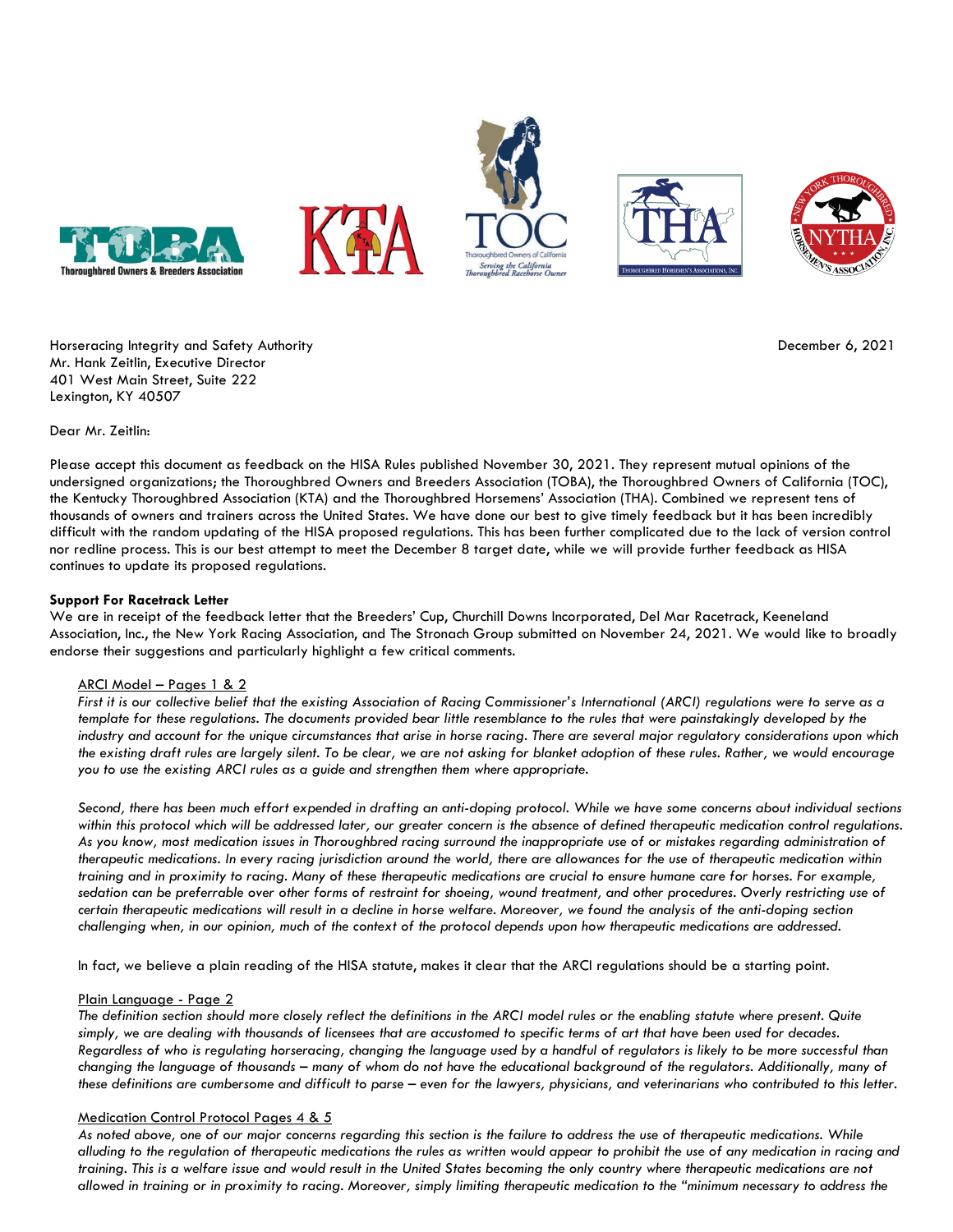Horseracing Integrity and Safety Authority
Mr. Hank Zeitlin, Executive Director
401 West Main Street, Suite 222
Lexington, KY 40507

December 6, 2021

Dear Mr. Zeitlin:

Please accept this document as feedback on the HISA Rules published November 30, 2021. They represent mutual opinions of the undersigned organizations; the Thoroughbred Owners and Breeders Association (TOBA), the Thoroughbred Owners of California (TOC), the Kentucky Thoroughbred Association (KTA) and the Thoroughbred Horsemens' Association (THA). Combined we represent tens of thousands of owners and trainers across the United States. We have done our best to give timely feedback but it has been incredibly difficult with the random updating of the HISA proposed regulations. This has been further complicated due to the lack of version control nor redline process. This is our best attempt to meet the December 8 target date, while we will provide further feedback as HISA continues to update its proposed regulations.

**Support For Racetrack Letter**

We are in receipt of the feedback letter that the Breeders' Cup, Churchill Downs Incorporated, Del Mar Racetrack, Keeneland Association, Inc., the New York Racing Association, and The Stronach Group submitted on November 24, 2021. We would like to broadly endorse their suggestions and particularly highlight a few critical comments.

ARCI Model – Pages 1 & 2

*First it is our collective belief that the existing Association of Racing Commissioner's International (ARCI) regulations were to serve as a template for these regulations. The documents provided bear little resemblance to the rules that were painstakingly developed by the industry and account for the unique circumstances that arise in horse racing. There are several major regulatory considerations upon which the existing draft rules are largely silent. To be clear, we are not asking for blanket adoption of these rules. Rather, we would encourage you to use the existing ARCI rules as a guide and strengthen them where appropriate.*

*Second, there has been much effort expended in drafting an anti-doping protocol. While we have some concerns about individual sections within this protocol which will be addressed later, our greater concern is the absence of defined therapeutic medication control regulations. As you know, most medication issues in Thoroughbred racing surround the inappropriate use of or mistakes regarding administration of therapeutic medications. In every racing jurisdiction around the world, there are allowances for the use of therapeutic medication within training and in proximity to racing. Many of these therapeutic medications are crucial to ensure humane care for horses. For example, sedation can be preferrable over other forms of restraint for shoeing, wound treatment, and other procedures. Overly restricting use of certain therapeutic medications will result in a decline in horse welfare. Moreover, we found the analysis of the anti-doping section challenging when, in our opinion, much of the context of the protocol depends upon how therapeutic medications are addressed.*

In fact, we believe a plain reading of the HISA statute, makes it clear that the ARCI regulations should be a starting point.

Plain Language - Page 2

*The definition section should more closely reflect the definitions in the ARCI model rules or the enabling statute where present. Quite simply, we are dealing with thousands of licensees that are accustomed to specific terms of art that have been used for decades. Regardless of who is regulating horseracing, changing the language used by a handful of regulators is likely to be more successful than changing the language of thousands – many of whom do not have the educational background of the regulators. Additionally, many of these definitions are cumbersome and difficult to parse – even for the lawyers, physicians, and veterinarians who contributed to this letter.*

Medication Control Protocol Pages 4 & 5

*As noted above, one of our major concerns regarding this section is the failure to address the use of therapeutic medications. While alluding to the regulation of therapeutic medications the rules as written would appear to prohibit the use of any medication in racing and training. This is a welfare issue and would result in the United States becoming the only country where therapeutic medications are not allowed in training or in proximity to racing. Moreover, simply limiting therapeutic medication to the "minimum necessary to address the*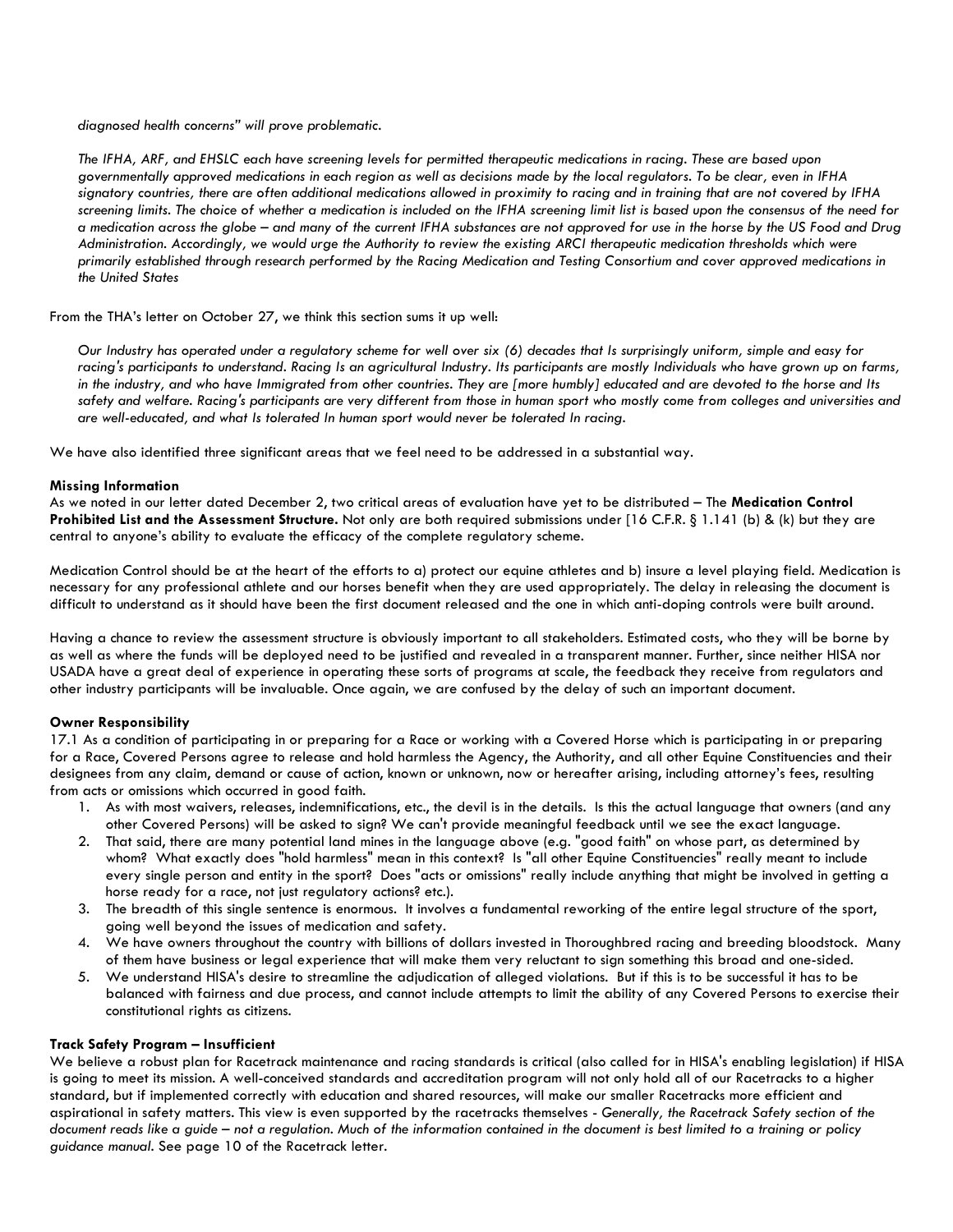*diagnosed health concerns" will prove problematic.*

*The IFHA, ARF, and EHSLC each have screening levels for permitted therapeutic medications in racing. These are based upon governmentally approved medications in each region as well as decisions made by the local regulators. To be clear, even in IFHA signatory countries, there are often additional medications allowed in proximity to racing and in training that are not covered by IFHA screening limits. The choice of whether a medication is included on the IFHA screening limit list is based upon the consensus of the need for a medication across the globe – and many of the current IFHA substances are not approved for use in the horse by the US Food and Drug Administration. Accordingly, we would urge the Authority to review the existing ARCI therapeutic medication thresholds which were primarily established through research performed by the Racing Medication and Testing Consortium and cover approved medications in the United States*

From the THA's letter on October 27, we think this section sums it up well:

> *Our Industry has operated under a regulatory scheme for well over six (6) decades that Is surprisingly uniform, simple and easy for racing's participants to understand. Racing Is an agricultural Industry. Its participants are mostly Individuals who have grown up on farms, in the industry, and who have Immigrated from other countries. They are [more humbly] educated and are devoted to the horse and Its safety and welfare. Racing's participants are very different from those in human sport who mostly come from colleges and universities and are well-educated, and what Is tolerated In human sport would never be tolerated In racing.*

We have also identified three significant areas that we feel need to be addressed in a substantial way.

**Missing Information**

As we noted in our letter dated December 2, two critical areas of evaluation have yet to be distributed – The **Medication Control Prohibited List and the Assessment Structure.** Not only are both required submissions under [16 C.F.R. § 1.141 (b) & (k) but they are central to anyone's ability to evaluate the efficacy of the complete regulatory scheme.

Medication Control should be at the heart of the efforts to a) protect our equine athletes and b) insure a level playing field. Medication is necessary for any professional athlete and our horses benefit when they are used appropriately. The delay in releasing the document is difficult to understand as it should have been the first document released and the one in which anti-doping controls were built around.

Having a chance to review the assessment structure is obviously important to all stakeholders. Estimated costs, who they will be borne by as well as where the funds will be deployed need to be justified and revealed in a transparent manner. Further, since neither HISA nor USADA have a great deal of experience in operating these sorts of programs at scale, the feedback they receive from regulators and other industry participants will be invaluable. Once again, we are confused by the delay of such an important document.

**Owner Responsibility**

17.1 As a condition of participating in or preparing for a Race or working with a Covered Horse which is participating in or preparing for a Race, Covered Persons agree to release and hold harmless the Agency, the Authority, and all other Equine Constituencies and their designees from any claim, demand or cause of action, known or unknown, now or hereafter arising, including attorney's fees, resulting from acts or omissions which occurred in good faith.

1. As with most waivers, releases, indemnifications, etc., the devil is in the details. Is this the actual language that owners (and any other Covered Persons) will be asked to sign? We can't provide meaningful feedback until we see the exact language.
2. That said, there are many potential land mines in the language above (e.g. "good faith" on whose part, as determined by whom? What exactly does "hold harmless" mean in this context? Is "all other Equine Constituencies" really meant to include every single person and entity in the sport? Does "acts or omissions" really include anything that might be involved in getting a horse ready for a race, not just regulatory actions? etc.).
3. The breadth of this single sentence is enormous. It involves a fundamental reworking of the entire legal structure of the sport, going well beyond the issues of medication and safety.
4. We have owners throughout the country with billions of dollars invested in Thoroughbred racing and breeding bloodstock. Many of them have business or legal experience that will make them very reluctant to sign something this broad and one-sided.
5. We understand HISA's desire to streamline the adjudication of alleged violations. But if this is to be successful it has to be balanced with fairness and due process, and cannot include attempts to limit the ability of any Covered Persons to exercise their constitutional rights as citizens.

**Track Safety Program – Insufficient**

We believe a robust plan for Racetrack maintenance and racing standards is critical (also called for in HISA's enabling legislation) if HISA is going to meet its mission. A well-conceived standards and accreditation program will not only hold all of our Racetracks to a higher standard, but if implemented correctly with education and shared resources, will make our smaller Racetracks more efficient and aspirational in safety matters. This view is even supported by the racetracks themselves - *Generally, the Racetrack Safety section of the document reads like a guide – not a regulation. Much of the information contained in the document is best limited to a training or policy guidance manual.* See page 10 of the Racetrack letter.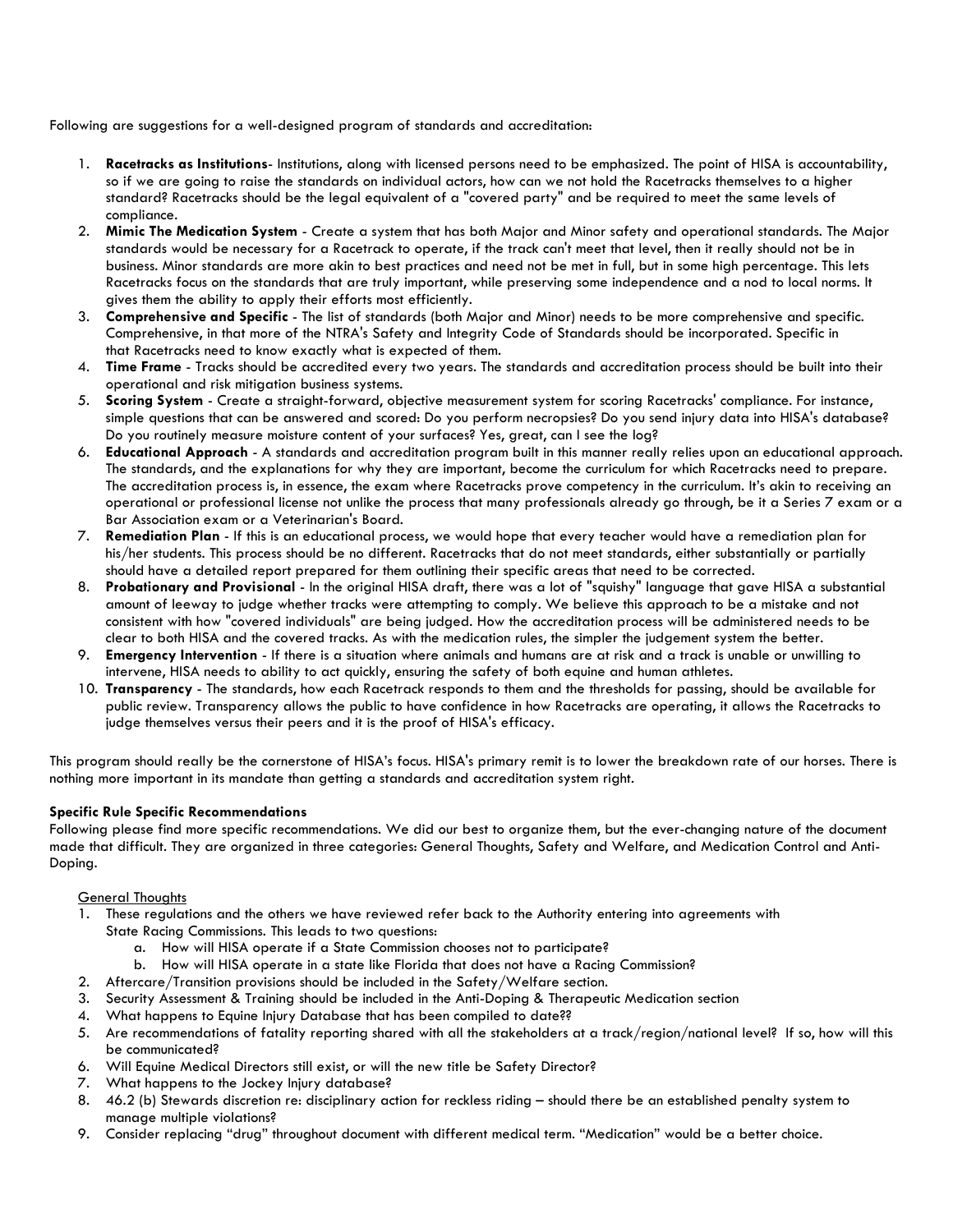Following are suggestions for a well-designed program of standards and accreditation:

1. **Racetracks as Institutions**- Institutions, along with licensed persons need to be emphasized. The point of HISA is accountability, so if we are going to raise the standards on individual actors, how can we not hold the Racetracks themselves to a higher standard? Racetracks should be the legal equivalent of a "covered party" and be required to meet the same levels of compliance.
2. **Mimic The Medication System** - Create a system that has both Major and Minor safety and operational standards. The Major standards would be necessary for a Racetrack to operate, if the track can't meet that level, then it really should not be in business. Minor standards are more akin to best practices and need not be met in full, but in some high percentage. This lets Racetracks focus on the standards that are truly important, while preserving some independence and a nod to local norms. It gives them the ability to apply their efforts most efficiently.
3. **Comprehensive and Specific** - The list of standards (both Major and Minor) needs to be more comprehensive and specific. Comprehensive, in that more of the NTRA's Safety and Integrity Code of Standards should be incorporated. Specific in that Racetracks need to know exactly what is expected of them.
4. **Time Frame** - Tracks should be accredited every two years. The standards and accreditation process should be built into their operational and risk mitigation business systems.
5. **Scoring System** - Create a straight-forward, objective measurement system for scoring Racetracks' compliance. For instance, simple questions that can be answered and scored: Do you perform necropsies? Do you send injury data into HISA's database? Do you routinely measure moisture content of your surfaces? Yes, great, can I see the log?
6. **Educational Approach** - A standards and accreditation program built in this manner really relies upon an educational approach. The standards, and the explanations for why they are important, become the curriculum for which Racetracks need to prepare. The accreditation process is, in essence, the exam where Racetracks prove competency in the curriculum. It's akin to receiving an operational or professional license not unlike the process that many professionals already go through, be it a Series 7 exam or a Bar Association exam or a Veterinarian's Board.
7. **Remediation Plan** - If this is an educational process, we would hope that every teacher would have a remediation plan for his/her students. This process should be no different. Racetracks that do not meet standards, either substantially or partially should have a detailed report prepared for them outlining their specific areas that need to be corrected.
8. **Probationary and Provisional** - In the original HISA draft, there was a lot of "squishy" language that gave HISA a substantial amount of leeway to judge whether tracks were attempting to comply. We believe this approach to be a mistake and not consistent with how "covered individuals" are being judged. How the accreditation process will be administered needs to be clear to both HISA and the covered tracks. As with the medication rules, the simpler the judgement system the better.
9. **Emergency Intervention** - If there is a situation where animals and humans are at risk and a track is unable or unwilling to intervene, HISA needs to ability to act quickly, ensuring the safety of both equine and human athletes.
10. **Transparency** - The standards, how each Racetrack responds to them and the thresholds for passing, should be available for public review. Transparency allows the public to have confidence in how Racetracks are operating, it allows the Racetracks to judge themselves versus their peers and it is the proof of HISA's efficacy.

This program should really be the cornerstone of HISA's focus. HISA's primary remit is to lower the breakdown rate of our horses. There is nothing more important in its mandate than getting a standards and accreditation system right.

**Specific Rule Specific Recommendations**
Following please find more specific recommendations. We did our best to organize them, but the ever-changing nature of the document made that difficult. They are organized in three categories: General Thoughts, Safety and Welfare, and Medication Control and Anti-Doping.

General Thoughts

1. These regulations and the others we have reviewed refer back to the Authority entering into agreements with State Racing Commissions. This leads to two questions:
   a. How will HISA operate if a State Commission chooses not to participate?
   b. How will HISA operate in a state like Florida that does not have a Racing Commission?
2. Aftercare/Transition provisions should be included in the Safety/Welfare section.
3. Security Assessment & Training should be included in the Anti-Doping & Therapeutic Medication section
4. What happens to Equine Injury Database that has been compiled to date??
5. Are recommendations of fatality reporting shared with all the stakeholders at a track/region/national level? If so, how will this be communicated?
6. Will Equine Medical Directors still exist, or will the new title be Safety Director?
7. What happens to the Jockey Injury database?
8. 46.2 (b) Stewards discretion re: disciplinary action for reckless riding – should there be an established penalty system to manage multiple violations?
9. Consider replacing "drug" throughout document with different medical term. "Medication" would be a better choice.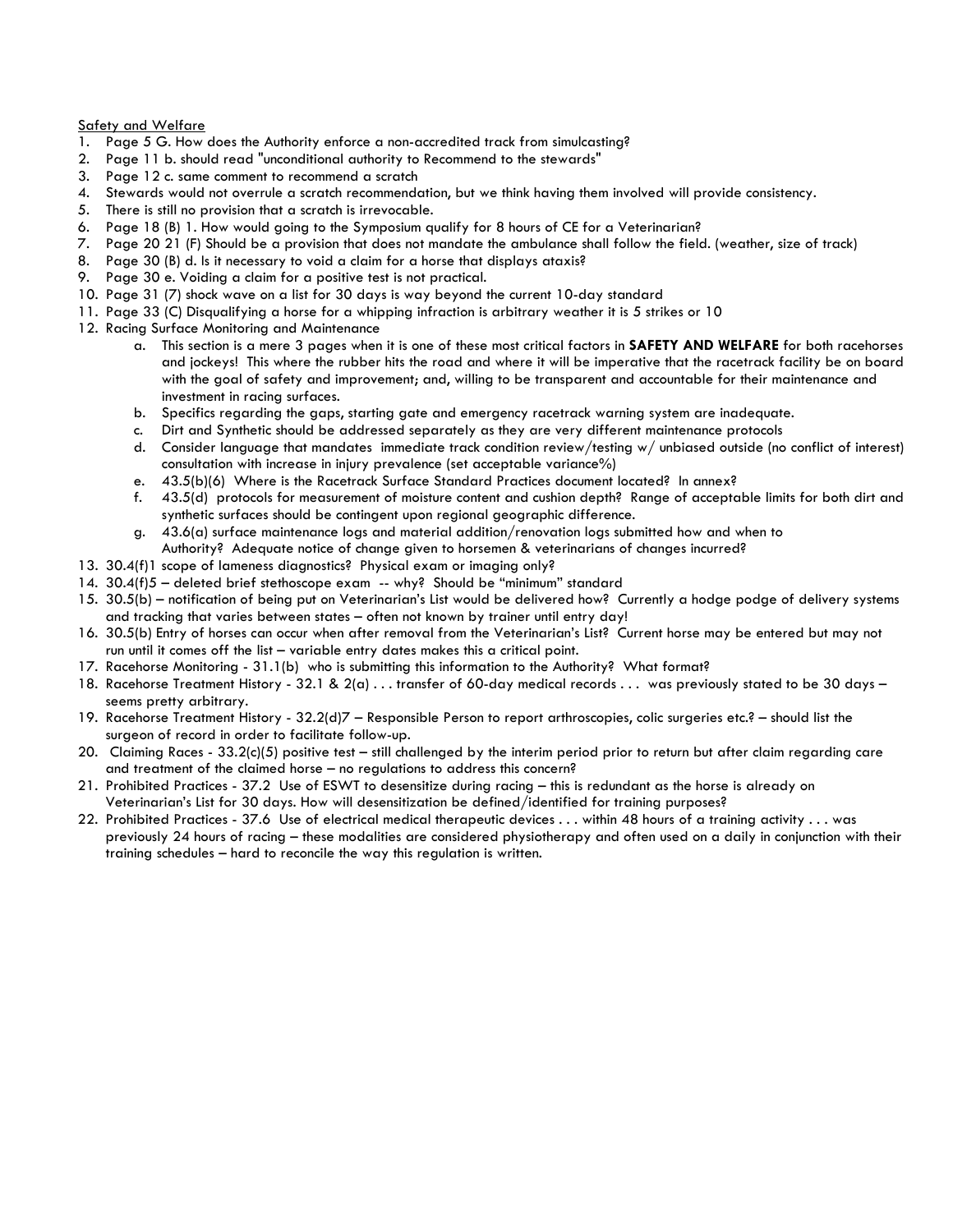Safety and Welfare

1. Page 5 G. How does the Authority enforce a non-accredited track from simulcasting?
2. Page 11 b. should read "unconditional authority to Recommend to the stewards"
3. Page 12 c. same comment to recommend a scratch
4. Stewards would not overrule a scratch recommendation, but we think having them involved will provide consistency.
5. There is still no provision that a scratch is irrevocable.
6. Page 18 (B) 1. How would going to the Symposium qualify for 8 hours of CE for a Veterinarian?
7. Page 20 21 (F) Should be a provision that does not mandate the ambulance shall follow the field. (weather, size of track)
8. Page 30 (B) d. Is it necessary to void a claim for a horse that displays ataxis?
9. Page 30 e. Voiding a claim for a positive test is not practical.
10. Page 31 (7) shock wave on a list for 30 days is way beyond the current 10-day standard
11. Page 33 (C) Disqualifying a horse for a whipping infraction is arbitrary weather it is 5 strikes or 10
12. Racing Surface Monitoring and Maintenance
    a. This section is a mere 3 pages when it is one of these most critical factors in **SAFETY AND WELFARE** for both racehorses and jockeys! This where the rubber hits the road and where it will be imperative that the racetrack facility be on board with the goal of safety and improvement; and, willing to be transparent and accountable for their maintenance and investment in racing surfaces.
    b. Specifics regarding the gaps, starting gate and emergency racetrack warning system are inadequate.
    c. Dirt and Synthetic should be addressed separately as they are very different maintenance protocols
    d. Consider language that mandates immediate track condition review/testing w/ unbiased outside (no conflict of interest) consultation with increase in injury prevalence (set acceptable variance%)
    e. 43.5(b)(6) Where is the Racetrack Surface Standard Practices document located? In annex?
    f. 43.5(d) protocols for measurement of moisture content and cushion depth? Range of acceptable limits for both dirt and synthetic surfaces should be contingent upon regional geographic difference.
    g. 43.6(a) surface maintenance logs and material addition/renovation logs submitted how and when to Authority? Adequate notice of change given to horsemen & veterinarians of changes incurred?
13. 30.4(f)1 scope of lameness diagnostics? Physical exam or imaging only?
14. 30.4(f)5 – deleted brief stethoscope exam -- why? Should be "minimum" standard
15. 30.5(b) – notification of being put on Veterinarian's List would be delivered how? Currently a hodge podge of delivery systems and tracking that varies between states – often not known by trainer until entry day!
16. 30.5(b) Entry of horses can occur when after removal from the Veterinarian's List? Current horse may be entered but may not run until it comes off the list – variable entry dates makes this a critical point.
17. Racehorse Monitoring - 31.1(b) who is submitting this information to the Authority? What format?
18. Racehorse Treatment History - 32.1 & 2(a) . . . transfer of 60-day medical records . . . was previously stated to be 30 days – seems pretty arbitrary.
19. Racehorse Treatment History - 32.2(d)7 – Responsible Person to report arthroscopies, colic surgeries etc.? – should list the surgeon of record in order to facilitate follow-up.
20. Claiming Races - 33.2(c)(5) positive test – still challenged by the interim period prior to return but after claim regarding care and treatment of the claimed horse – no regulations to address this concern?
21. Prohibited Practices - 37.2 Use of ESWT to desensitize during racing – this is redundant as the horse is already on Veterinarian's List for 30 days. How will desensitization be defined/identified for training purposes?
22. Prohibited Practices - 37.6 Use of electrical medical therapeutic devices . . . within 48 hours of a training activity . . . was previously stated 24 hours of racing – these modalities are considered physiotherapy and often used on a daily in conjunction with their training schedules – hard to reconcile the way this regulation is written.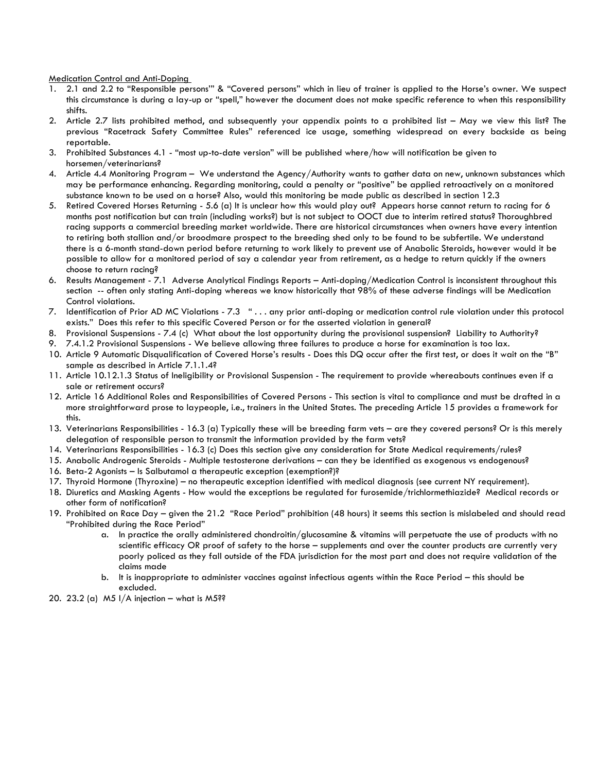<u>Medication Control and Anti-Doping</u>

1. 2.1 and 2.2 to "Responsible persons'" & "Covered persons" which in lieu of trainer is applied to the Horse's owner. We suspect this circumstance is during a lay-up or "spell," however the document does not make specific reference to when this responsibility shifts.
2. Article 2.7 lists prohibited method, and subsequently your appendix points to a prohibited list – May we view this list? The previous "Racetrack Safety Committee Rules" referenced ice usage, something widespread on every backside as being reportable.
3. Prohibited Substances 4.1 - "most up-to-date version" will be published where/how will notification be given to horsemen/veterinarians?
4. Article 4.4 Monitoring Program – We understand the Agency/Authority wants to gather data on new, unknown substances which may be performance enhancing. Regarding monitoring, could a penalty or "positive" be applied retroactively on a monitored substance known to be used on a horse? Also, would this monitoring be made public as described in section 12.3
5. Retired Covered Horses Returning - 5.6 (a) It is unclear how this would play out? Appears horse cannot return to racing for 6 months post notification but can train (including works?) but is not subject to OOCT due to interim retired status? Thoroughbred racing supports a commercial breeding market worldwide. There are historical circumstances when owners have every intention to retiring both stallion and/or broodmare prospect to the breeding shed only to be found to be subfertile. We understand there is a 6-month stand-down period before returning to work likely to prevent use of Anabolic Steroids, however would it be possible to allow for a monitored period of say a calendar year from retirement, as a hedge to return quickly if the owners choose to return racing?
6. Results Management - 7.1 Adverse Analytical Findings Reports – Anti-doping/Medication Control is inconsistent throughout this section -- often only stating Anti-doping whereas we know historically that 98% of these adverse findings will be Medication Control violations.
7. Identification of Prior AD MC Violations - 7.3 " . . . any prior anti-doping or medication control rule violation under this protocol exists." Does this refer to this specific Covered Person or for the asserted violation in general?
8. Provisional Suspensions - 7.4 (c) What about the lost opportunity during the provisional suspension? Liability to Authority?
9. 7.4.1.2 Provisional Suspensions - We believe allowing three failures to produce a horse for examination is too lax.
10. Article 9 Automatic Disqualification of Covered Horse's results - Does this DQ occur after the first test, or does it wait on the "B" sample as described in Article 7.1.1.4?
11. Article 10.12.1.3 Status of Ineligibility or Provisional Suspension - The requirement to provide whereabouts continues even if a sale or retirement occurs?
12. Article 16 Additional Roles and Responsibilities of Covered Persons - This section is vital to compliance and must be drafted in a more straightforward prose to laypeople, i.e., trainers in the United States. The preceding Article 15 provides a framework for this.
13. Veterinarians Responsibilities - 16.3 (a) Typically these will be breeding farm vets – are they covered persons? Or is this merely delegation of responsible person to transmit the information provided by the farm vets?
14. Veterinarians Responsibilities - 16.3 (c) Does this section give any consideration for State Medical requirements/rules?
15. Anabolic Androgenic Steroids - Multiple testosterone derivations – can they be identified as exogenous vs endogenous?
16. Beta-2 Agonists – Is Salbutamol a therapeutic exception (exemption?)?
17. Thyroid Hormone (Thyroxine) – no therapeutic exception identified with medical diagnosis (see current NY requirement).
18. Diuretics and Masking Agents - How would the exceptions be regulated for furosemide/trichlormethiazide? Medical records or other form of notification?
19. Prohibited on Race Day – given the 21.2 "Race Period" prohibition (48 hours) it seems this section is mislabeled and should read "Prohibited during the Race Period"
    a. In practice the orally administered chondroitin/glucosamine & vitamins will perpetuate the use of products with no scientific efficacy OR proof of safety to the horse – supplements and over the counter products are currently very poorly policed as they fall outside of the FDA jurisdiction for the most part and does not require validation of the claims made
    b. It is inappropriate to administer vaccines against infectious agents within the Race Period – this should be excluded.
20. 23.2 (a) M5 I/A injection – what is M5??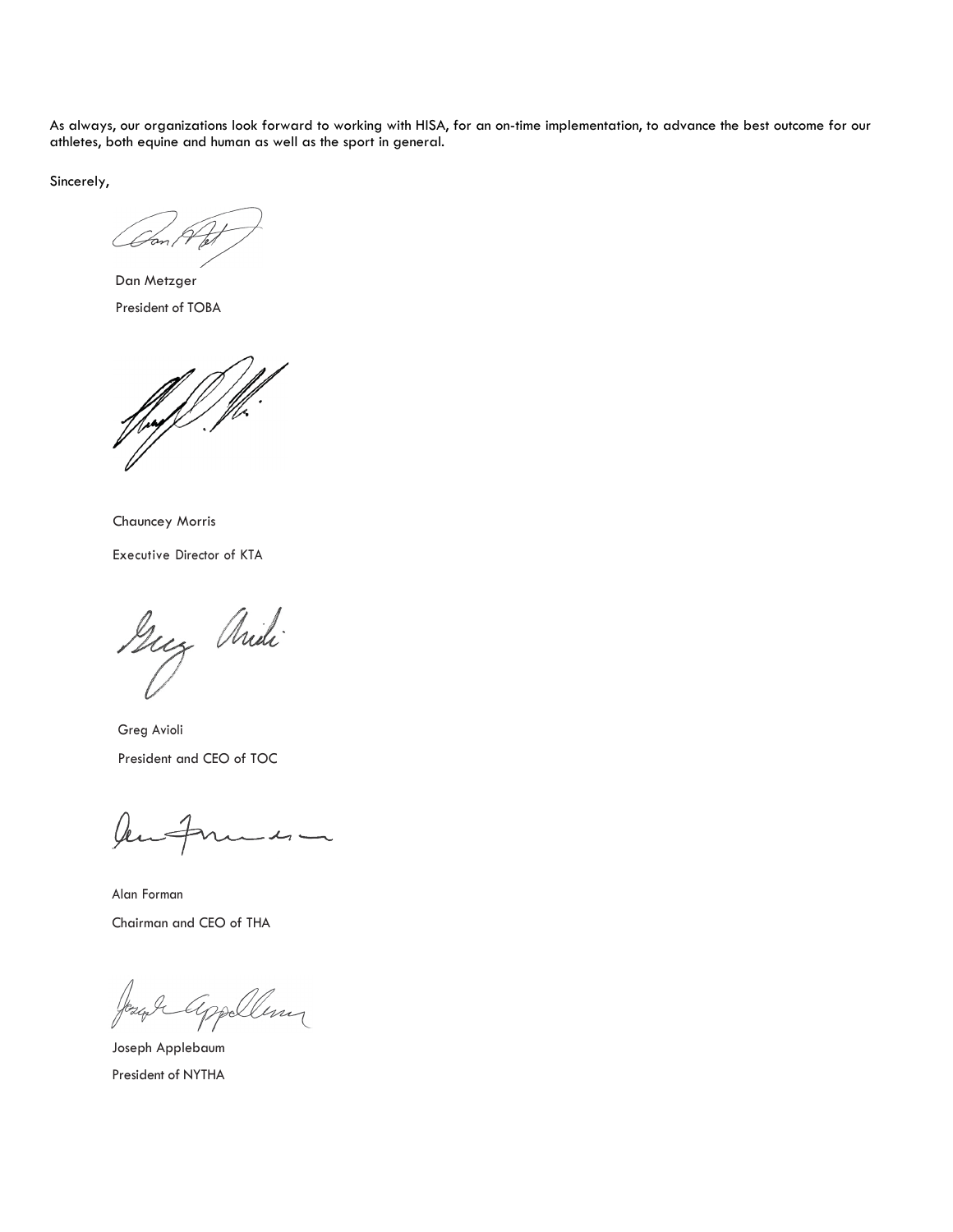As always, our organizations look forward to working with HISA, for an on-time implementation, to advance the best outcome for our athletes, both equine and human as well as the sport in general.

Sincerely,

Dan Metzger
President of TOBA

Chauncey Morris
Executive Director of KTA

Greg Avioli
President and CEO of TOC

Alan Forman
Chairman and CEO of THA

Joseph Applebaum
President of NYTHA